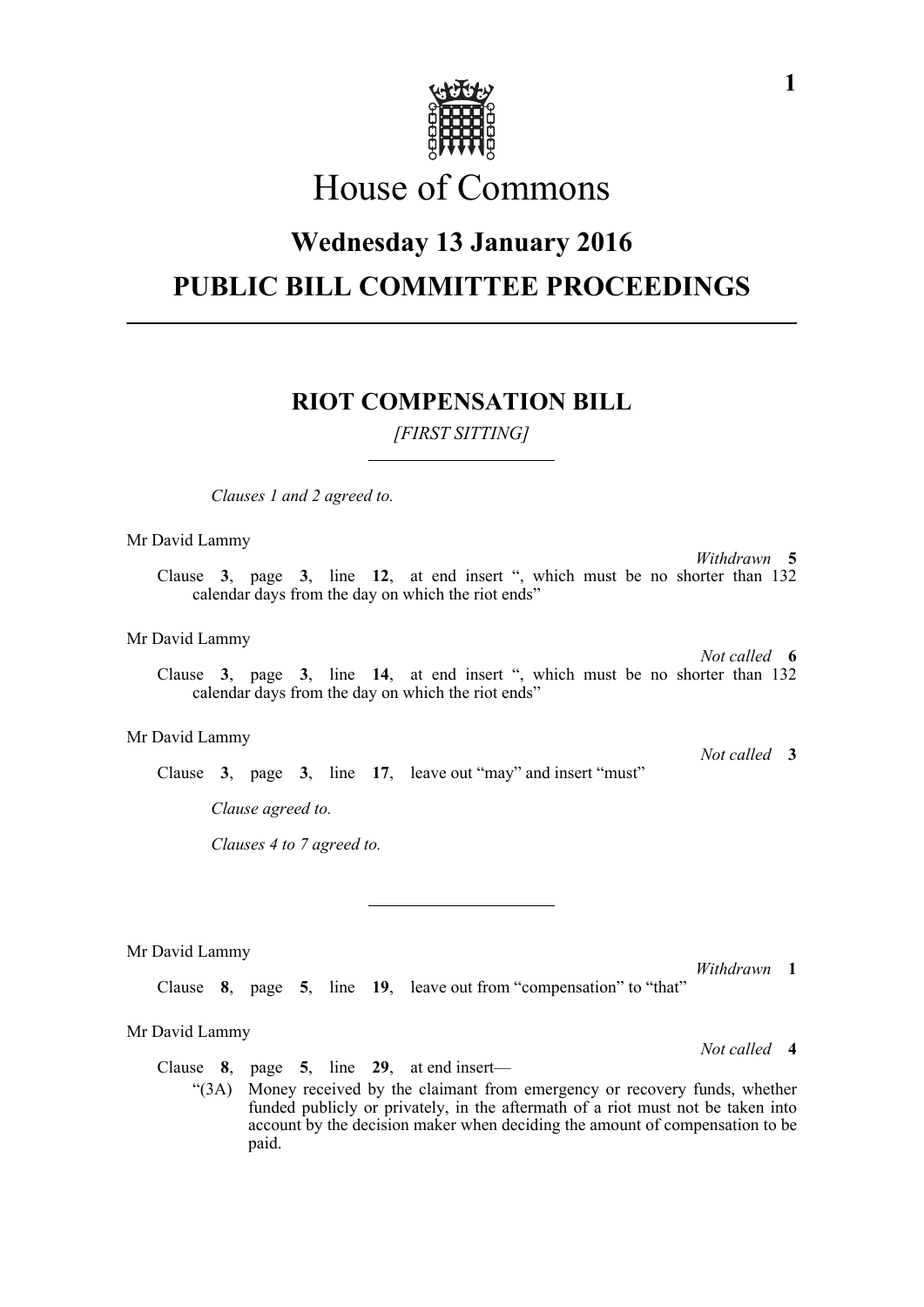# House of Commons

## Wednesday 13 January 2016

## PUBLIC BILL COMMITTEE PROCEEDINGS

---

### RIOT COMPENSATION BILL

*[FIRST SITTING]*

---

*Clauses 1 and 2 agreed to.*

Mr David Lammy

*Withdrawn* **5**

Clause **3**, page **3**, line **12**, at end insert ", which must be no shorter than 132 calendar days from the day on which the riot ends"

Mr David Lammy

*Not called* **6**

Clause **3**, page **3**, line **14**, at end insert ", which must be no shorter than 132 calendar days from the day on which the riot ends"

Mr David Lammy

*Not called* **3**

Clause **3**, page **3**, line **17**, leave out "may" and insert "must"

*Clause agreed to.*

*Clauses 4 to 7 agreed to.*

---

Mr David Lammy

*Withdrawn* **1**

Clause **8**, page **5**, line **19**, leave out from "compensation" to "that"

Mr David Lammy

*Not called* **4**

Clause **8**, page **5**, line **29**, at end insert—

"(3A) Money received by the claimant from emergency or recovery funds, whether funded publicly or privately, in the aftermath of a riot must not be taken into account by the decision maker when deciding the amount of compensation to be paid.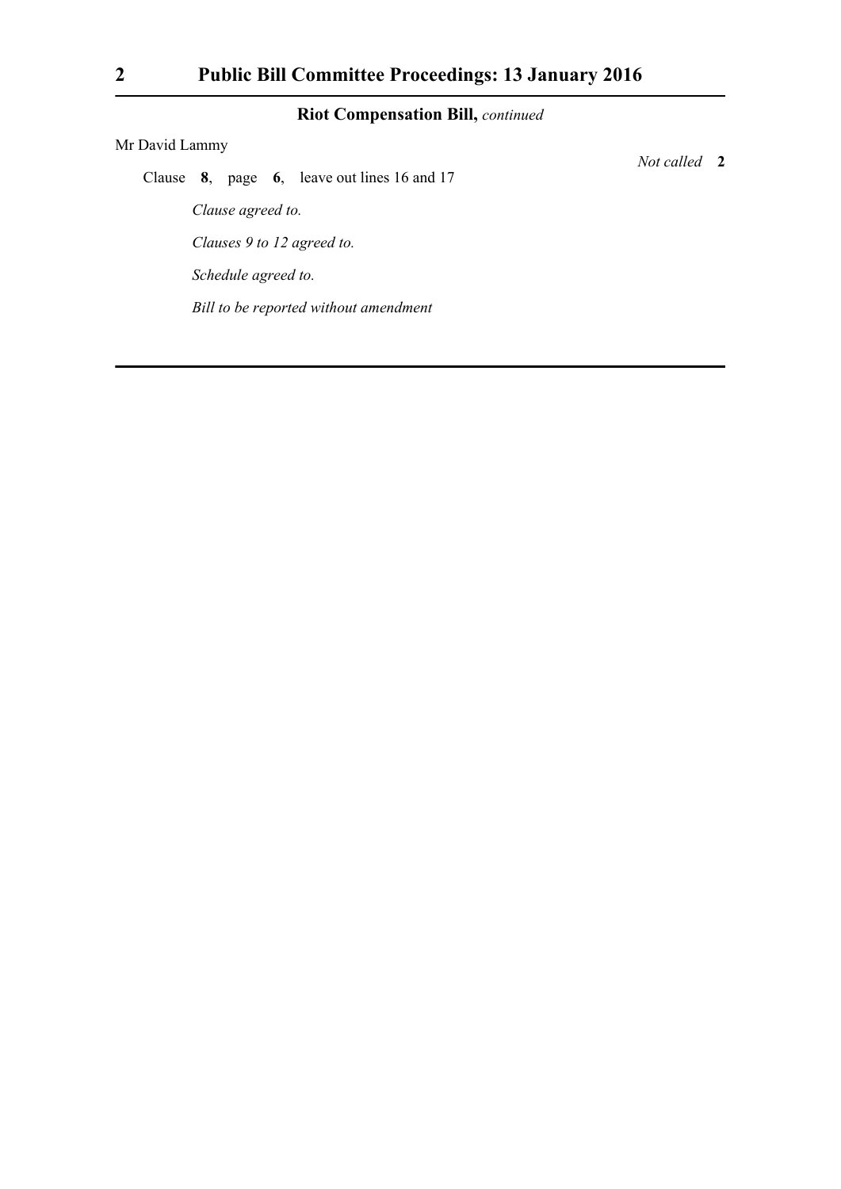## Riot Compensation Bill, *continued*

Mr David Lammy

*Not called* **2**

Clause **8**, page **6**, leave out lines 16 and 17

*Clause agreed to.*

*Clauses 9 to 12 agreed to.*

*Schedule agreed to.*

*Bill to be reported without amendment*